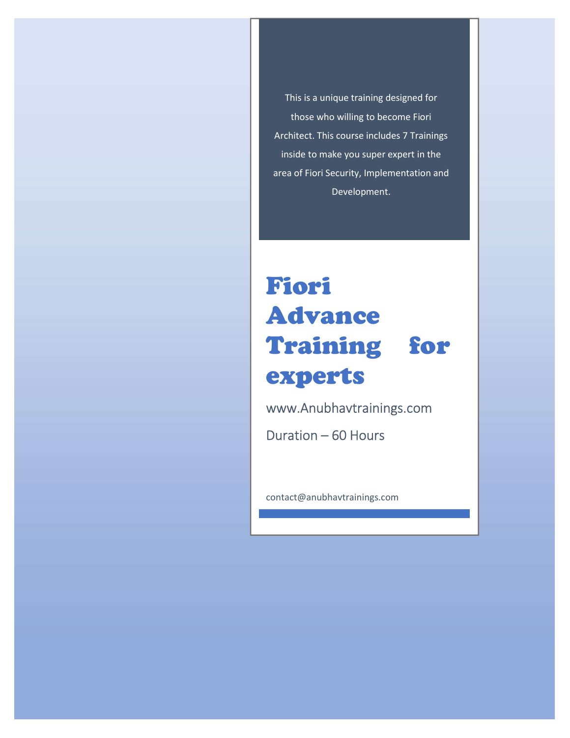This is a unique training designed for those who willing to become Fiori Architect. This course includes 7 Trainings inside to make you super expert in the area of Fiori Security, Implementation and Development.

# Fiori Advance Training for experts

www.Anubhavtrainings.com

Duration – 60 Hours

contact@anubhavtrainings.com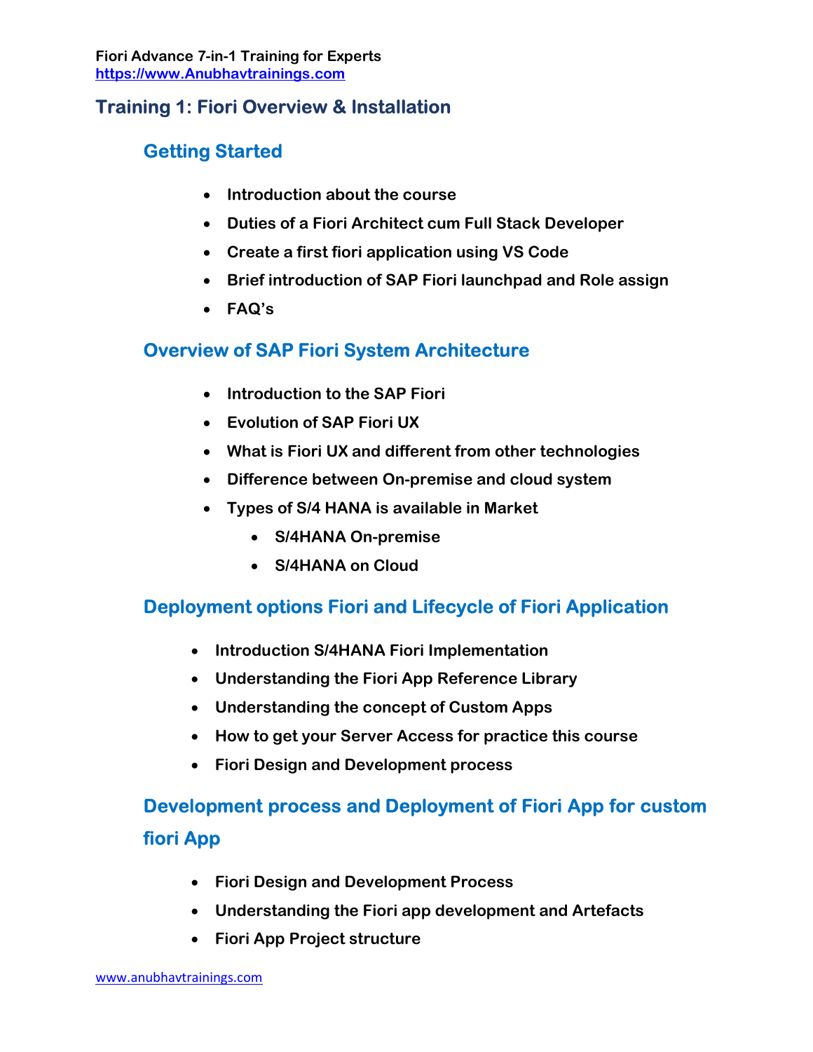## Training 1: Fiori Overview & Installation

### Getting Started

- Introduction about the course
- Duties of a Fiori Architect cum Full Stack Developer
- Create a first fiori application using VS Code
- Brief introduction of SAP Fiori launchpad and Role assign
- FAQ's

### Overview of SAP Fiori System Architecture

- Introduction to the SAP Fiori
- Evolution of SAP Fiori UX
- What is Fiori UX and different from other technologies
- Difference between On-premise and cloud system
- Types of S/4 HANA is available in Market
    - S/4HANA On-premise
    - S/4HANA on Cloud

### Deployment options Fiori and Lifecycle of Fiori Application

- Introduction S/4HANA Fiori Implementation
- Understanding the Fiori App Reference Library
- Understanding the concept of Custom Apps
- How to get your Server Access for practice this course
- Fiori Design and Development process

### Development process and Deployment of Fiori App for custom fiori App

- Fiori Design and Development Process
- Understanding the Fiori app development and Artefacts
- Fiori App Project structure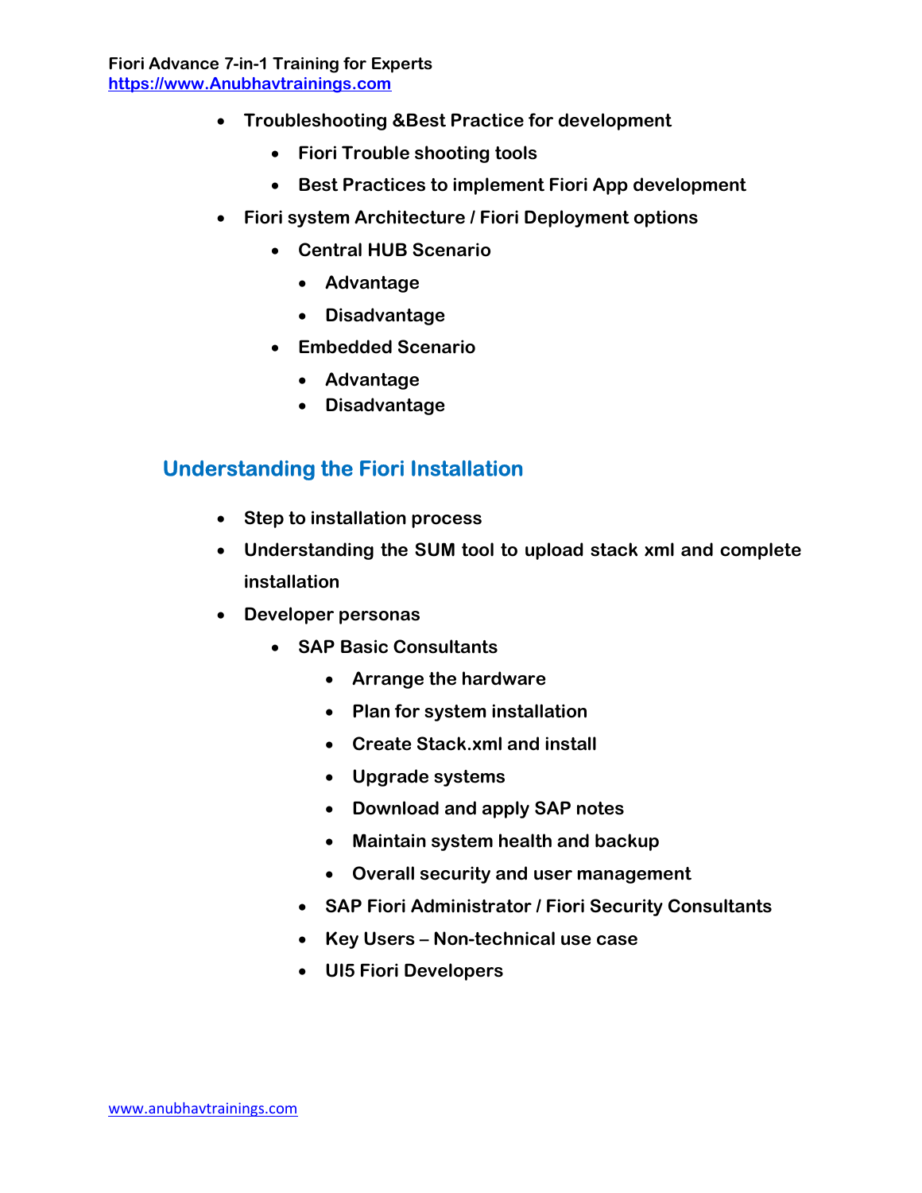- **Troubleshooting &Best Practice for development**
  - **Fiori Trouble shooting tools**
  - **Best Practices to implement Fiori App development**
- **Fiori system Architecture / Fiori Deployment options**
  - **Central HUB Scenario**
    - **Advantage**
    - **Disadvantage**
  - **Embedded Scenario**
    - **Advantage**
    - **Disadvantage**

## Understanding the Fiori Installation

- **Step to installation process**
- **Understanding the SUM tool to upload stack xml and complete installation**
- **Developer personas**
  - **SAP Basic Consultants**
    - **Arrange the hardware**
    - **Plan for system installation**
    - **Create Stack.xml and install**
    - **Upgrade systems**
    - **Download and apply SAP notes**
    - **Maintain system health and backup**
    - **Overall security and user management**
  - **SAP Fiori Administrator / Fiori Security Consultants**
  - **Key Users – Non-technical use case**
  - **UI5 Fiori Developers**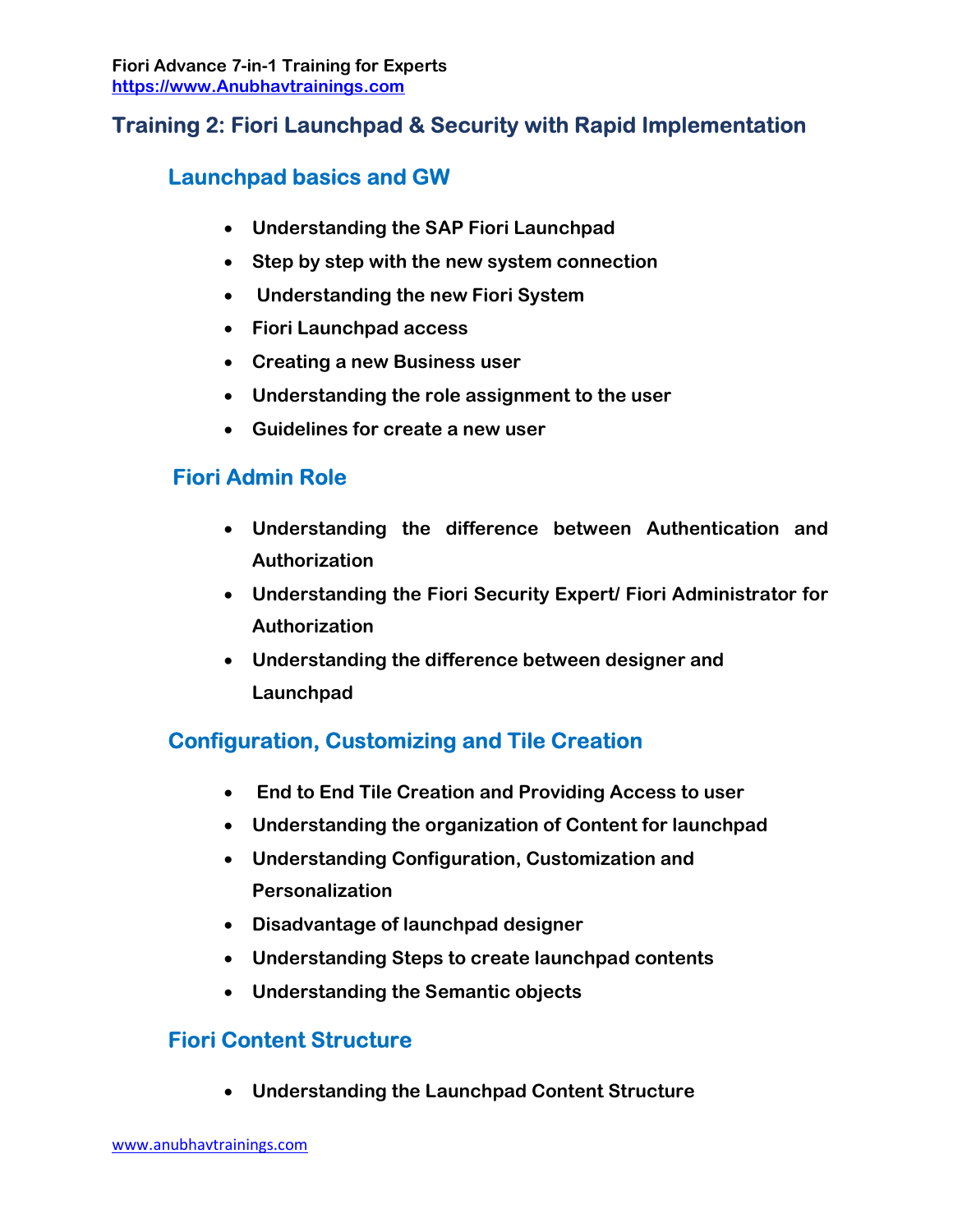## Training 2: Fiori Launchpad & Security with Rapid Implementation

### Launchpad basics and GW

- **Understanding the SAP Fiori Launchpad**
- **Step by step with the new system connection**
- **Understanding the new Fiori System**
- **Fiori Launchpad access**
- **Creating a new Business user**
- **Understanding the role assignment to the user**
- **Guidelines for create a new user**

### Fiori Admin Role

- **Understanding the difference between Authentication and Authorization**
- **Understanding the Fiori Security Expert/ Fiori Administrator for Authorization**
- **Understanding the difference between designer and Launchpad**

### Configuration, Customizing and Tile Creation

- **End to End Tile Creation and Providing Access to user**
- **Understanding the organization of Content for launchpad**
- **Understanding Configuration, Customization and Personalization**
- **Disadvantage of launchpad designer**
- **Understanding Steps to create launchpad contents**
- **Understanding the Semantic objects**

### Fiori Content Structure

- **Understanding the Launchpad Content Structure**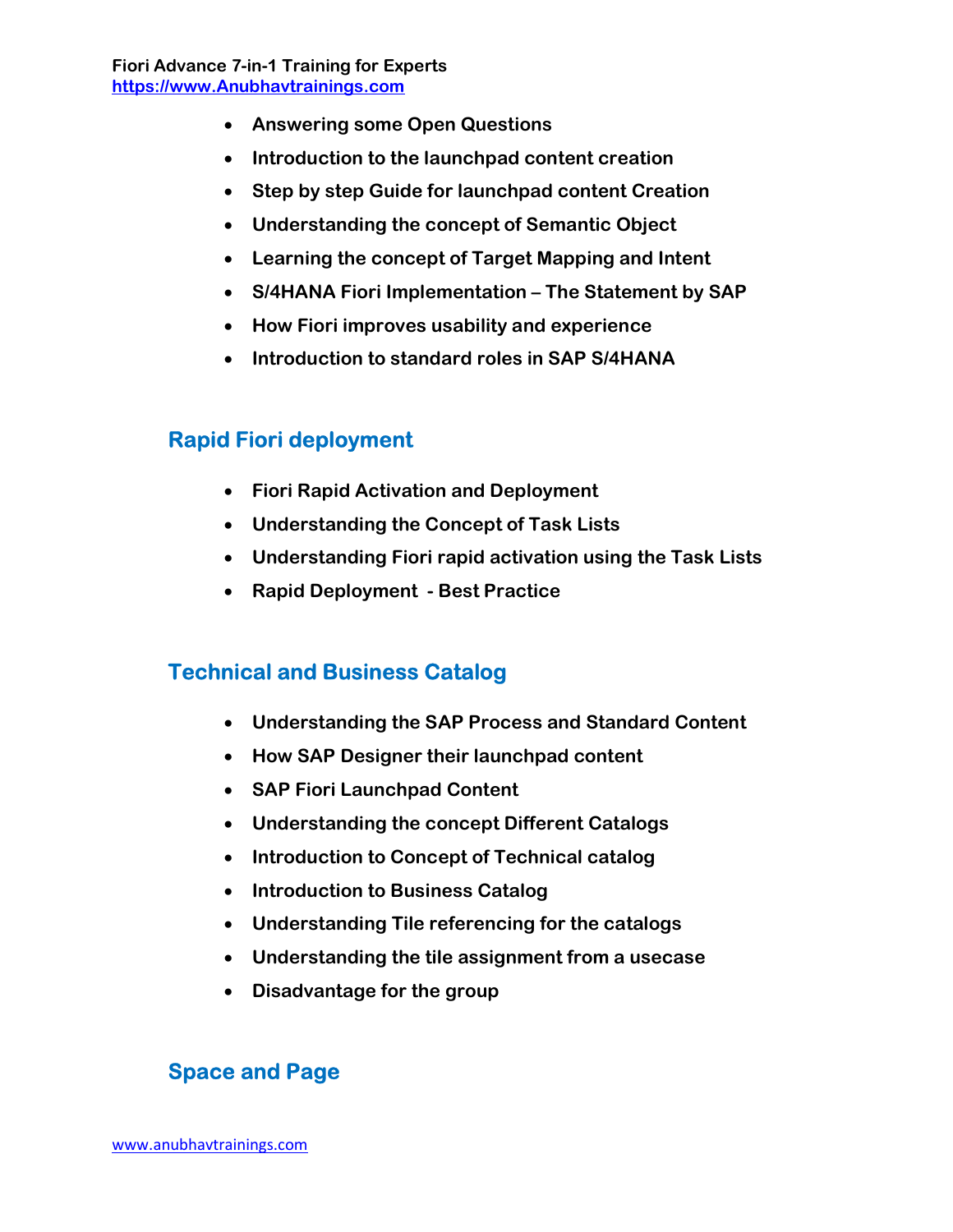- **Answering some Open Questions**
- **Introduction to the launchpad content creation**
- **Step by step Guide for launchpad content Creation**
- **Understanding the concept of Semantic Object**
- **Learning the concept of Target Mapping and Intent**
- **S/4HANA Fiori Implementation – The Statement by SAP**
- **How Fiori improves usability and experience**
- **Introduction to standard roles in SAP S/4HANA**

## Rapid Fiori deployment

- **Fiori Rapid Activation and Deployment**
- **Understanding the Concept of Task Lists**
- **Understanding Fiori rapid activation using the Task Lists**
- **Rapid Deployment - Best Practice**

## Technical and Business Catalog

- **Understanding the SAP Process and Standard Content**
- **How SAP Designer their launchpad content**
- **SAP Fiori Launchpad Content**
- **Understanding the concept Different Catalogs**
- **Introduction to Concept of Technical catalog**
- **Introduction to Business Catalog**
- **Understanding Tile referencing for the catalogs**
- **Understanding the tile assignment from a usecase**
- **Disadvantage for the group**

## Space and Page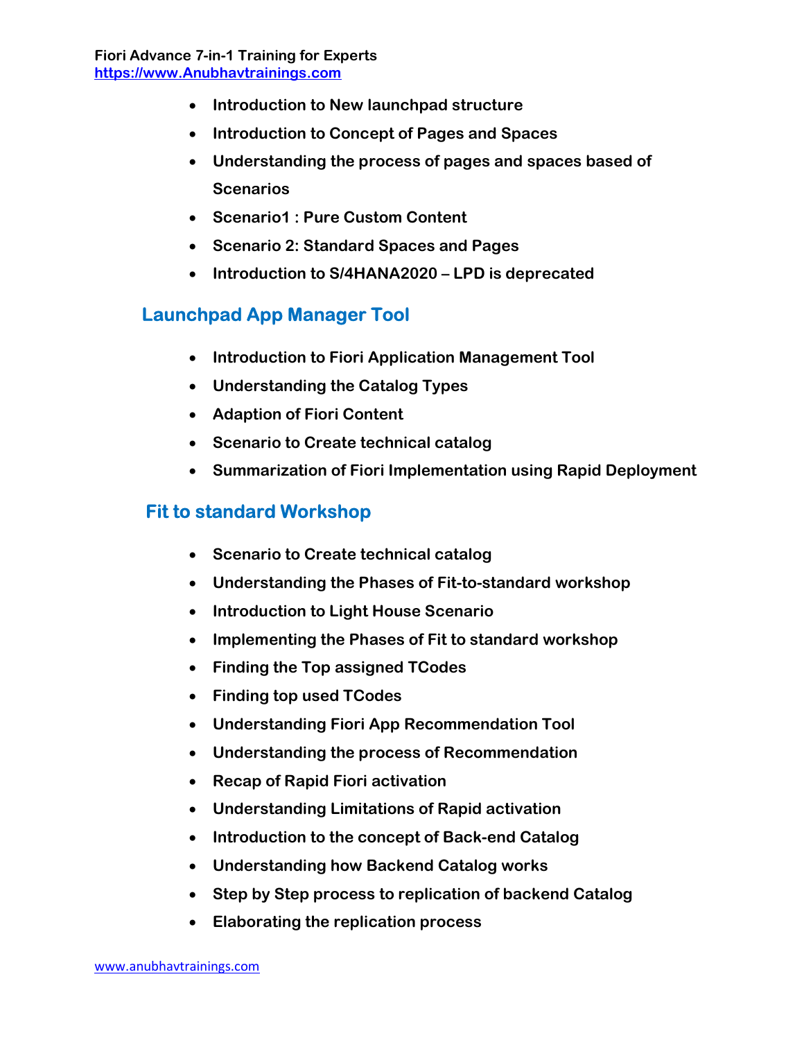- **Introduction to New launchpad structure**
- **Introduction to Concept of Pages and Spaces**
- **Understanding the process of pages and spaces based of Scenarios**
- **Scenario1 : Pure Custom Content**
- **Scenario 2: Standard Spaces and Pages**
- **Introduction to S/4HANA2020 – LPD is deprecated**

## Launchpad App Manager Tool

- **Introduction to Fiori Application Management Tool**
- **Understanding the Catalog Types**
- **Adaption of Fiori Content**
- **Scenario to Create technical catalog**
- **Summarization of Fiori Implementation using Rapid Deployment**

## Fit to standard Workshop

- **Scenario to Create technical catalog**
- **Understanding the Phases of Fit-to-standard workshop**
- **Introduction to Light House Scenario**
- **Implementing the Phases of Fit to standard workshop**
- **Finding the Top assigned TCodes**
- **Finding top used TCodes**
- **Understanding Fiori App Recommendation Tool**
- **Understanding the process of Recommendation**
- **Recap of Rapid Fiori activation**
- **Understanding Limitations of Rapid activation**
- **Introduction to the concept of Back-end Catalog**
- **Understanding how Backend Catalog works**
- **Step by Step process to replication of backend Catalog**
- **Elaborating the replication process**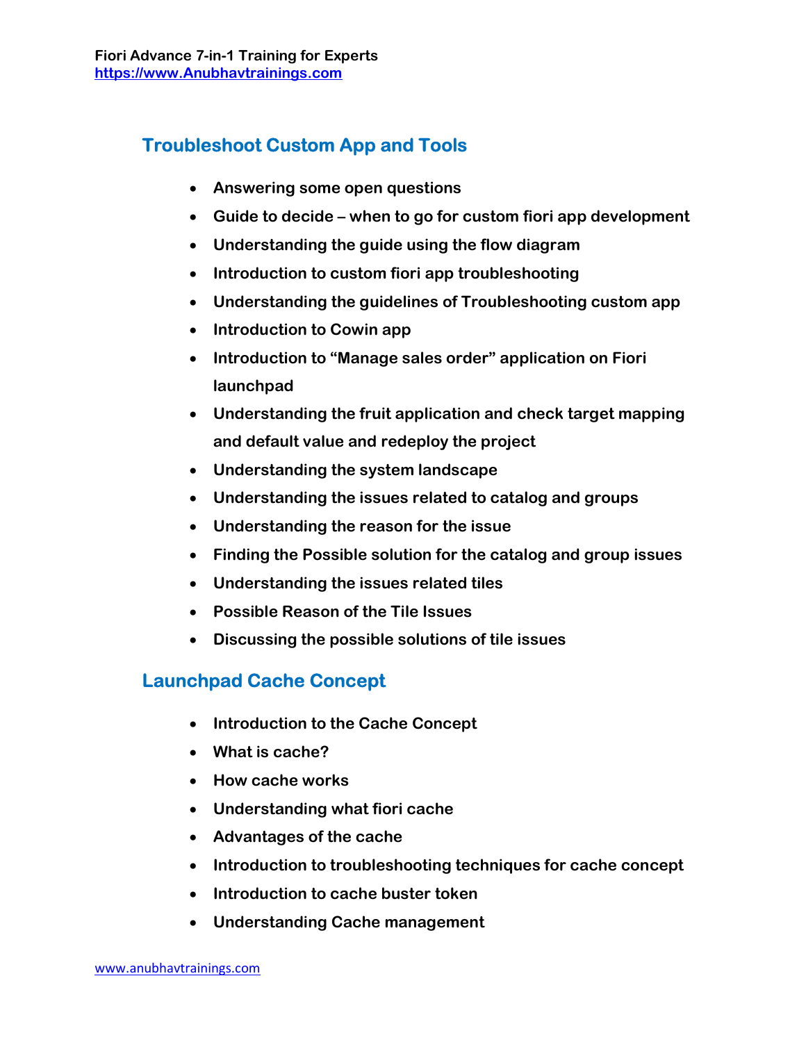## Troubleshoot Custom App and Tools

- **Answering some open questions**
- **Guide to decide – when to go for custom fiori app development**
- **Understanding the guide using the flow diagram**
- **Introduction to custom fiori app troubleshooting**
- **Understanding the guidelines of Troubleshooting custom app**
- **Introduction to Cowin app**
- **Introduction to "Manage sales order" application on Fiori launchpad**
- **Understanding the fruit application and check target mapping and default value and redeploy the project**
- **Understanding the system landscape**
- **Understanding the issues related to catalog and groups**
- **Understanding the reason for the issue**
- **Finding the Possible solution for the catalog and group issues**
- **Understanding the issues related tiles**
- **Possible Reason of the Tile Issues**
- **Discussing the possible solutions of tile issues**

## Launchpad Cache Concept

- **Introduction to the Cache Concept**
- **What is cache?**
- **How cache works**
- **Understanding what fiori cache**
- **Advantages of the cache**
- **Introduction to troubleshooting techniques for cache concept**
- **Introduction to cache buster token**
- **Understanding Cache management**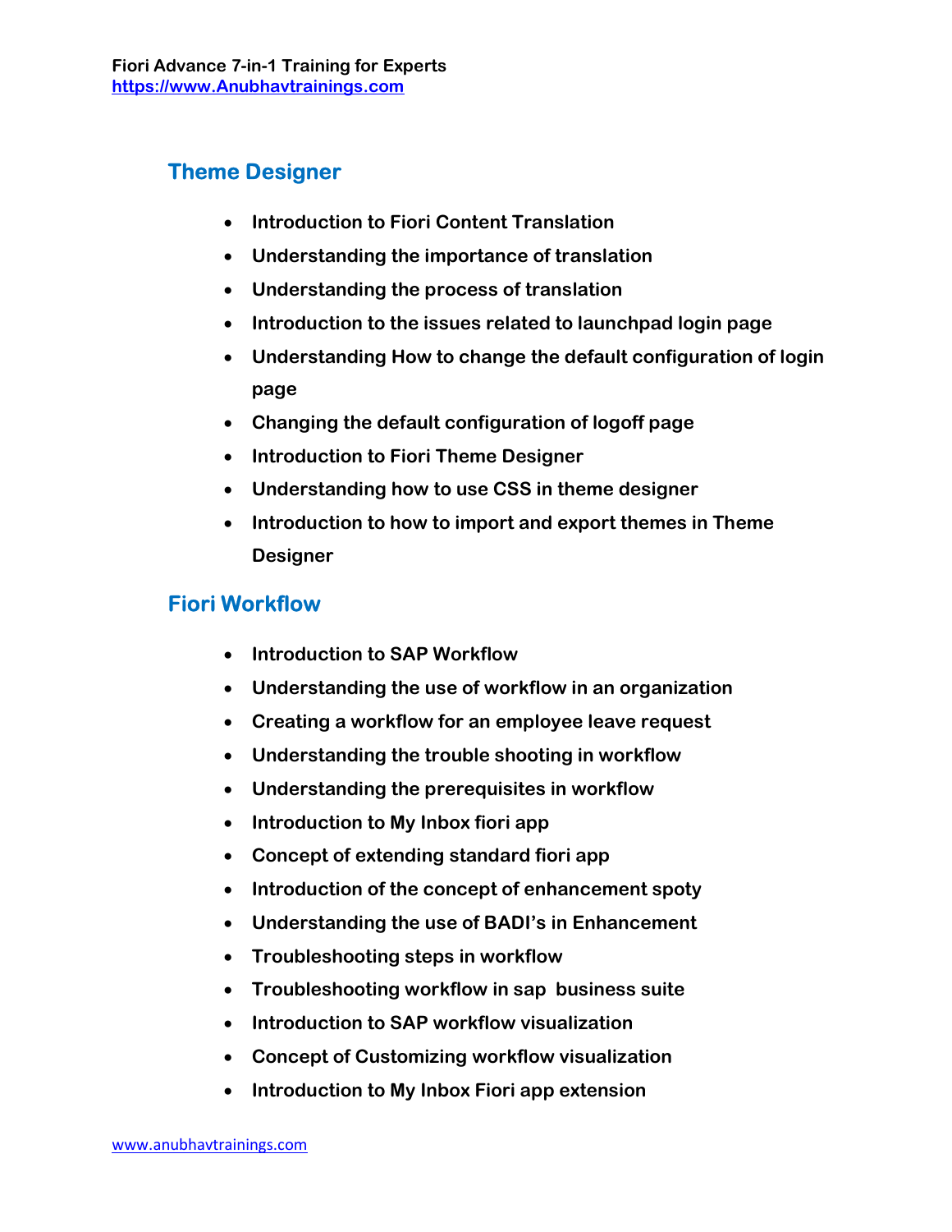## Theme Designer

- **Introduction to Fiori Content Translation**
- **Understanding the importance of translation**
- **Understanding the process of translation**
- **Introduction to the issues related to launchpad login page**
- **Understanding How to change the default configuration of login page**
- **Changing the default configuration of logoff page**
- **Introduction to Fiori Theme Designer**
- **Understanding how to use CSS in theme designer**
- **Introduction to how to import and export themes in Theme Designer**

## Fiori Workflow

- **Introduction to SAP Workflow**
- **Understanding the use of workflow in an organization**
- **Creating a workflow for an employee leave request**
- **Understanding the trouble shooting in workflow**
- **Understanding the prerequisites in workflow**
- **Introduction to My Inbox fiori app**
- **Concept of extending standard fiori app**
- **Introduction of the concept of enhancement spoty**
- **Understanding the use of BADI's in Enhancement**
- **Troubleshooting steps in workflow**
- **Troubleshooting workflow in sap business suite**
- **Introduction to SAP workflow visualization**
- **Concept of Customizing workflow visualization**
- **Introduction to My Inbox Fiori app extension**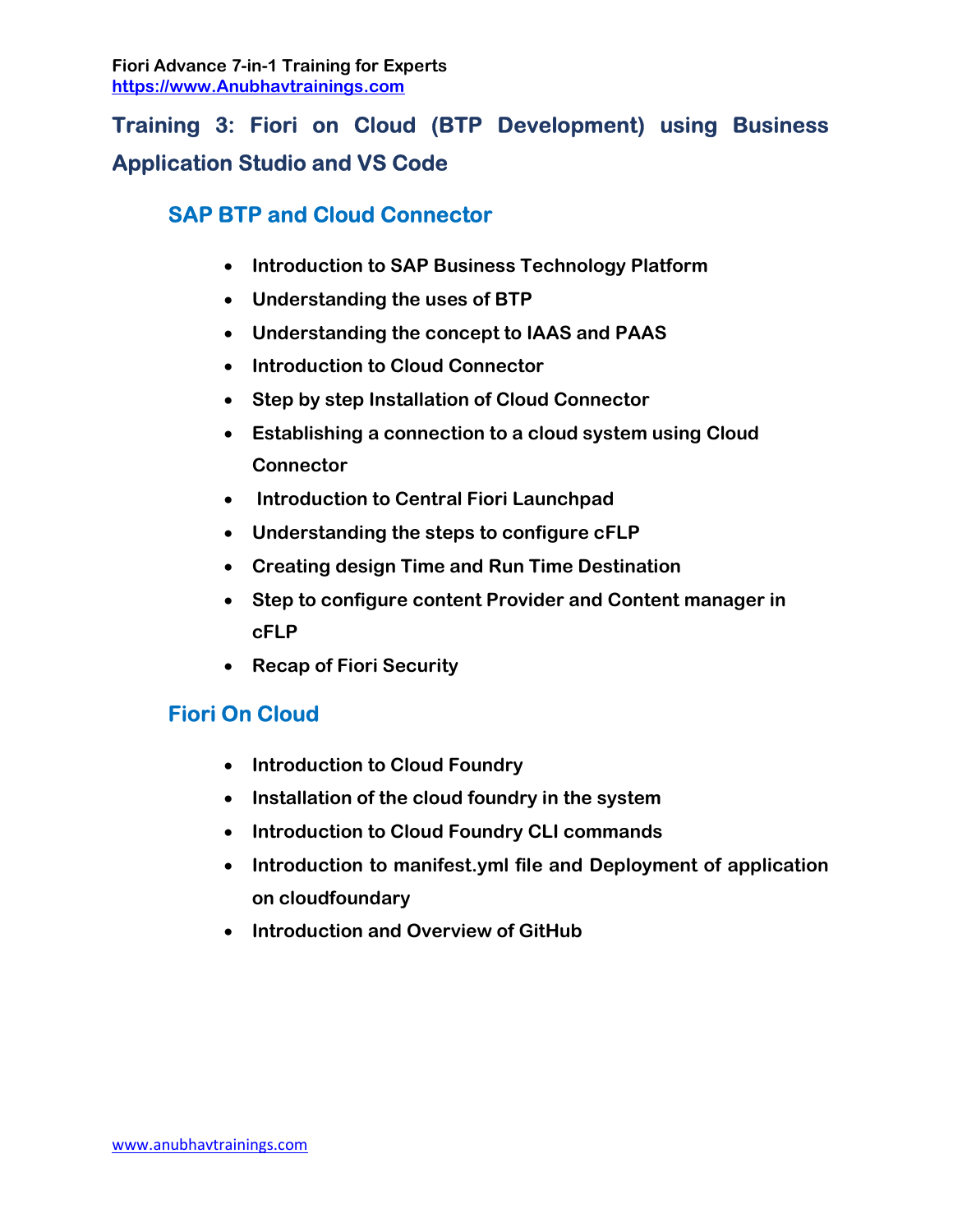## Training 3: Fiori on Cloud (BTP Development) using Business Application Studio and VS Code

### SAP BTP and Cloud Connector

- **Introduction to SAP Business Technology Platform**
- **Understanding the uses of BTP**
- **Understanding the concept to IAAS and PAAS**
- **Introduction to Cloud Connector**
- **Step by step Installation of Cloud Connector**
- **Establishing a connection to a cloud system using Cloud Connector**
- **Introduction to Central Fiori Launchpad**
- **Understanding the steps to configure cFLP**
- **Creating design Time and Run Time Destination**
- **Step to configure content Provider and Content manager in cFLP**
- **Recap of Fiori Security**

### Fiori On Cloud

- **Introduction to Cloud Foundry**
- **Installation of the cloud foundry in the system**
- **Introduction to Cloud Foundry CLI commands**
- **Introduction to manifest.yml file and Deployment of application on cloudfoundary**
- **Introduction and Overview of GitHub**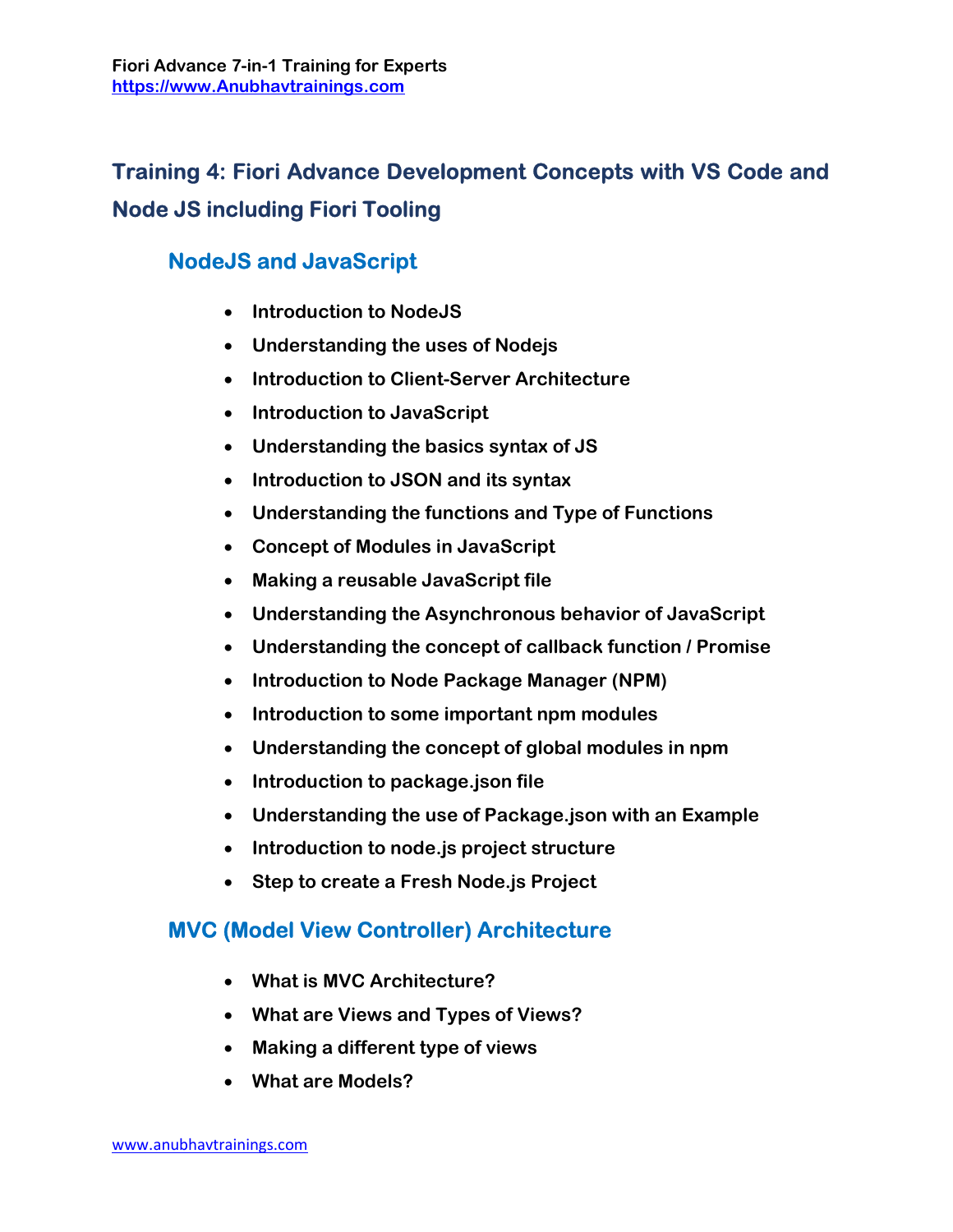## Training 4: Fiori Advance Development Concepts with VS Code and Node JS including Fiori Tooling

### NodeJS and JavaScript

- **Introduction to NodeJS**
- **Understanding the uses of Nodejs**
- **Introduction to Client-Server Architecture**
- **Introduction to JavaScript**
- **Understanding the basics syntax of JS**
- **Introduction to JSON and its syntax**
- **Understanding the functions and Type of Functions**
- **Concept of Modules in JavaScript**
- **Making a reusable JavaScript file**
- **Understanding the Asynchronous behavior of JavaScript**
- **Understanding the concept of callback function / Promise**
- **Introduction to Node Package Manager (NPM)**
- **Introduction to some important npm modules**
- **Understanding the concept of global modules in npm**
- **Introduction to package.json file**
- **Understanding the use of Package.json with an Example**
- **Introduction to node.js project structure**
- **Step to create a Fresh Node.js Project**

### MVC (Model View Controller) Architecture

- **What is MVC Architecture?**
- **What are Views and Types of Views?**
- **Making a different type of views**
- **What are Models?**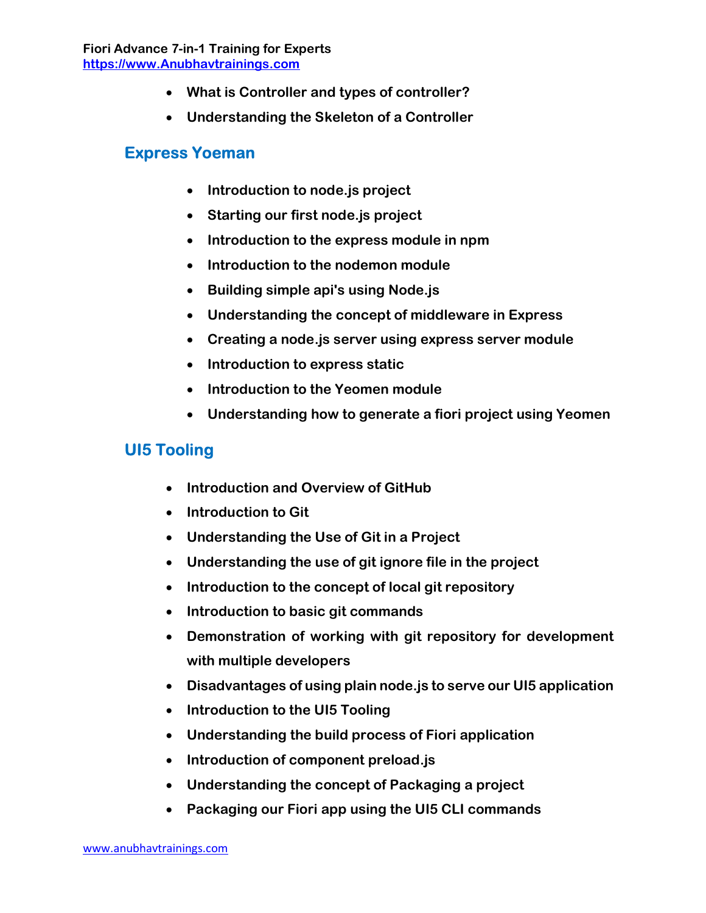- **What is Controller and types of controller?**
- **Understanding the Skeleton of a Controller**

## Express Yoeman

- **Introduction to node.js project**
- **Starting our first node.js project**
- **Introduction to the express module in npm**
- **Introduction to the nodemon module**
- **Building simple api's using Node.js**
- **Understanding the concept of middleware in Express**
- **Creating a node.js server using express server module**
- **Introduction to express static**
- **Introduction to the Yeomen module**
- **Understanding how to generate a fiori project using Yeomen**

## UI5 Tooling

- **Introduction and Overview of GitHub**
- **Introduction to Git**
- **Understanding the Use of Git in a Project**
- **Understanding the use of git ignore file in the project**
- **Introduction to the concept of local git repository**
- **Introduction to basic git commands**
- **Demonstration of working with git repository for development with multiple developers**
- **Disadvantages of using plain node.js to serve our UI5 application**
- **Introduction to the UI5 Tooling**
- **Understanding the build process of Fiori application**
- **Introduction of component preload.js**
- **Understanding the concept of Packaging a project**
- **Packaging our Fiori app using the UI5 CLI commands**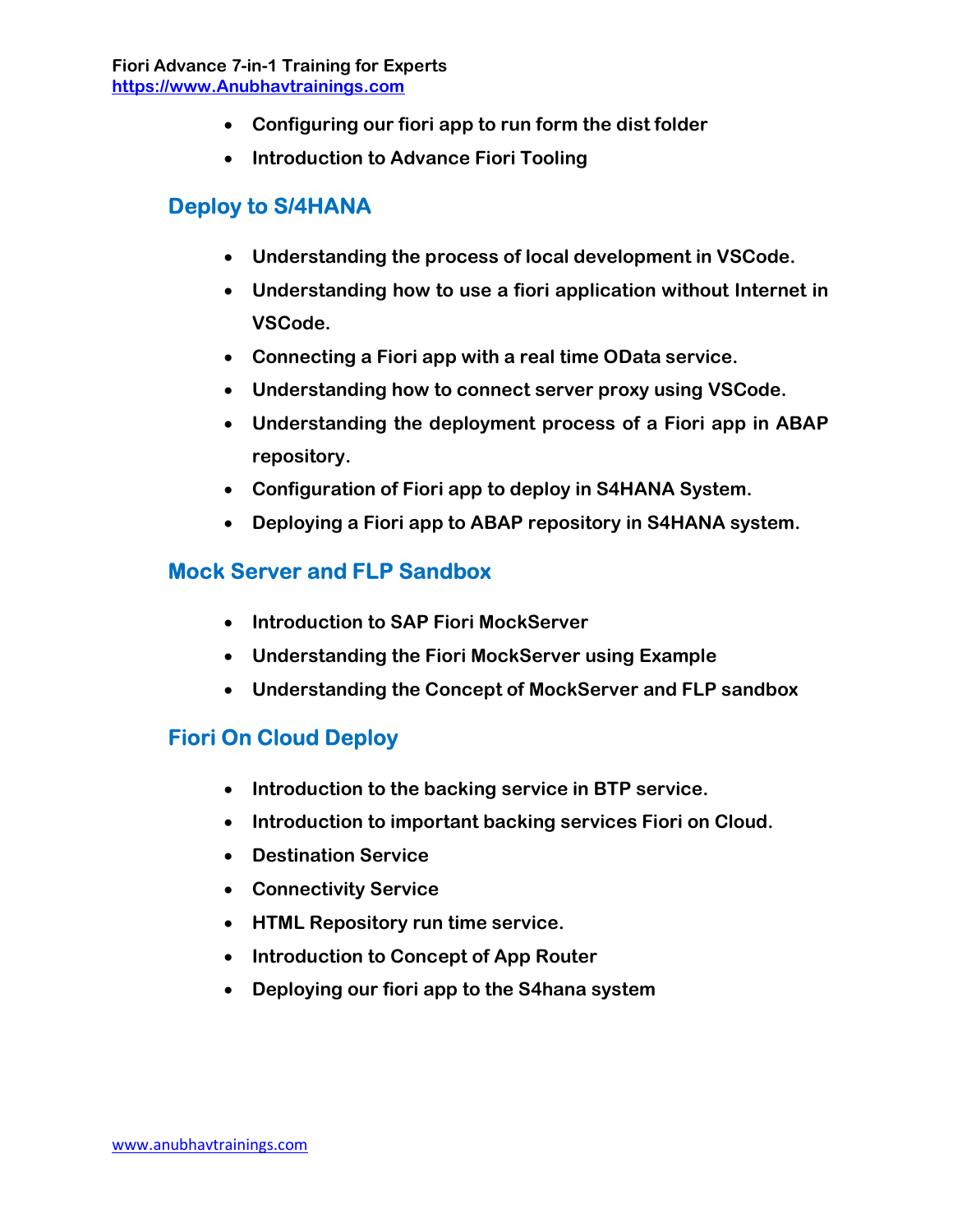- **Configuring our fiori app to run form the dist folder**
- **Introduction to Advance Fiori Tooling**

## Deploy to S/4HANA

- **Understanding the process of local development in VSCode.**
- **Understanding how to use a fiori application without Internet in VSCode.**
- **Connecting a Fiori app with a real time OData service.**
- **Understanding how to connect server proxy using VSCode.**
- **Understanding the deployment process of a Fiori app in ABAP repository.**
- **Configuration of Fiori app to deploy in S4HANA System.**
- **Deploying a Fiori app to ABAP repository in S4HANA system.**

## Mock Server and FLP Sandbox

- **Introduction to SAP Fiori MockServer**
- **Understanding the Fiori MockServer using Example**
- **Understanding the Concept of MockServer and FLP sandbox**

## Fiori On Cloud Deploy

- **Introduction to the backing service in BTP service.**
- **Introduction to important backing services Fiori on Cloud.**
- **Destination Service**
- **Connectivity Service**
- **HTML Repository run time service.**
- **Introduction to Concept of App Router**
- **Deploying our fiori app to the S4hana system**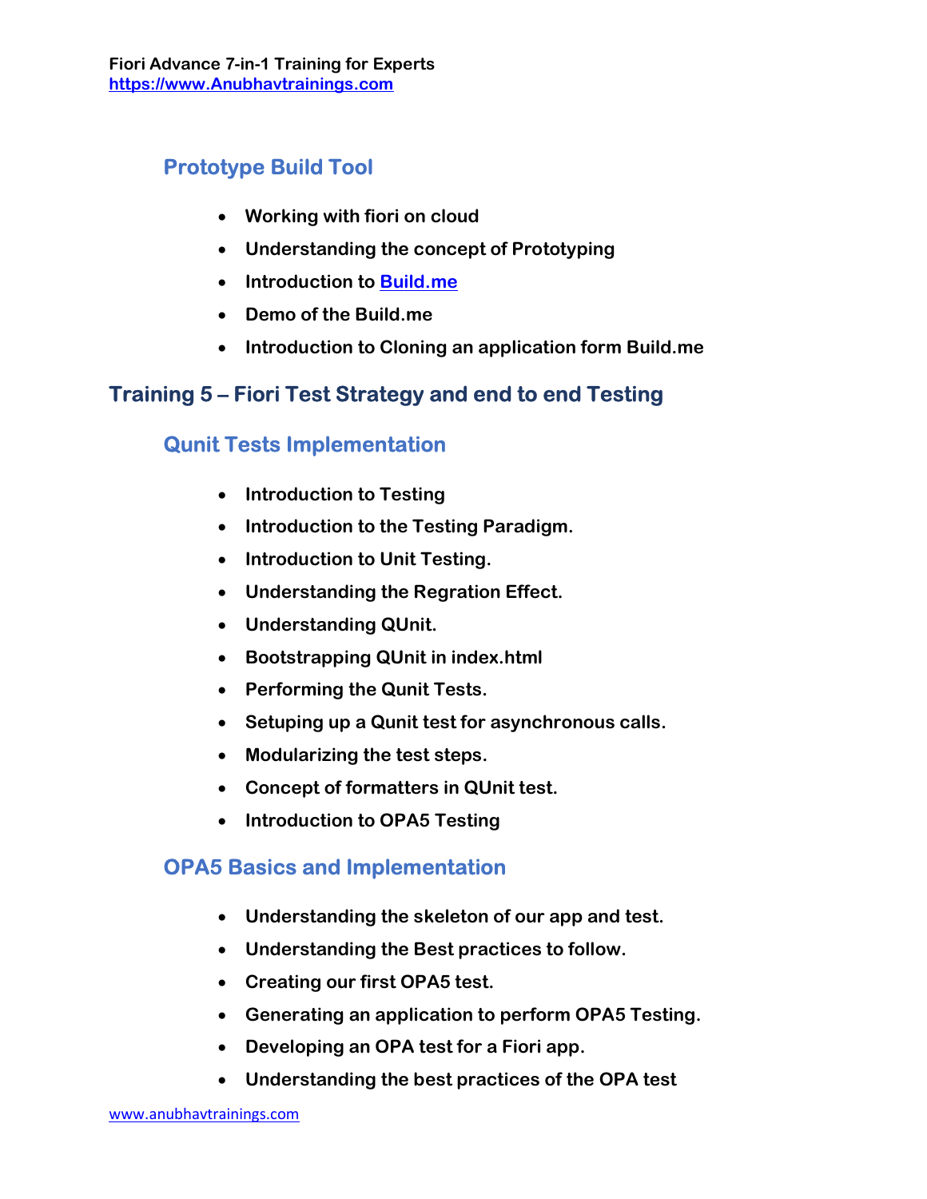### Prototype Build Tool

- Working with fiori on cloud
- Understanding the concept of Prototyping
- Introduction to Build.me
- Demo of the Build.me
- Introduction to Cloning an application form Build.me

## Training 5 – Fiori Test Strategy and end to end Testing

### Qunit Tests Implementation

- Introduction to Testing
- Introduction to the Testing Paradigm.
- Introduction to Unit Testing.
- Understanding the Regration Effect.
- Understanding QUnit.
- Bootstrapping QUnit in index.html
- Performing the Qunit Tests.
- Setuping up a Qunit test for asynchronous calls.
- Modularizing the test steps.
- Concept of formatters in QUnit test.
- Introduction to OPA5 Testing

### OPA5 Basics and Implementation

- Understanding the skeleton of our app and test.
- Understanding the Best practices to follow.
- Creating our first OPA5 test.
- Generating an application to perform OPA5 Testing.
- Developing an OPA test for a Fiori app.
- Understanding the best practices of the OPA test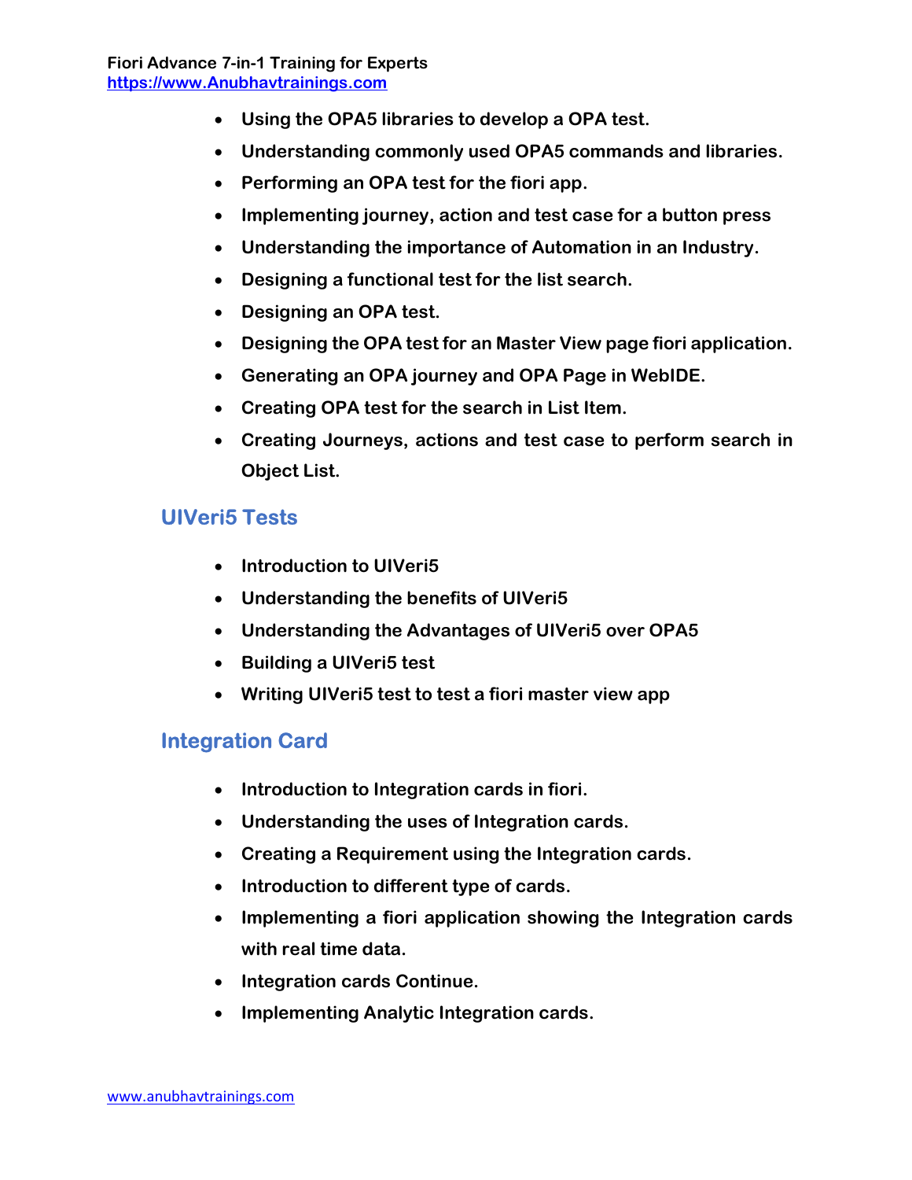- Using the OPA5 libraries to develop a OPA test.
- Understanding commonly used OPA5 commands and libraries.
- Performing an OPA test for the fiori app.
- Implementing journey, action and test case for a button press
- Understanding the importance of Automation in an Industry.
- Designing a functional test for the list search.
- Designing an OPA test.
- Designing the OPA test for an Master View page fiori application.
- Generating an OPA journey and OPA Page in WebIDE.
- Creating OPA test for the search in List Item.
- Creating Journeys, actions and test case to perform search in Object List.

## UIVeri5 Tests

- Introduction to UIVeri5
- Understanding the benefits of UIVeri5
- Understanding the Advantages of UIVeri5 over OPA5
- Building a UIVeri5 test
- Writing UIVeri5 test to test a fiori master view app

## Integration Card

- Introduction to Integration cards in fiori.
- Understanding the uses of Integration cards.
- Creating a Requirement using the Integration cards.
- Introduction to different type of cards.
- Implementing a fiori application showing the Integration cards with real time data.
- Integration cards Continue.
- Implementing Analytic Integration cards.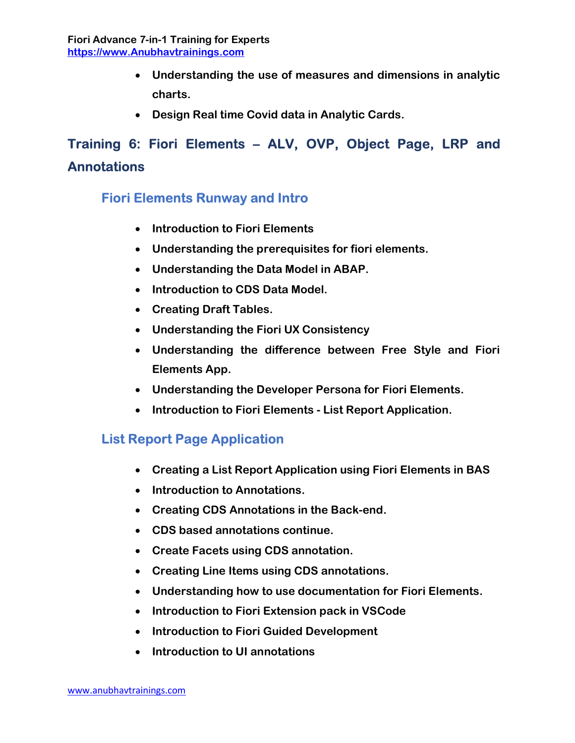- **Understanding the use of measures and dimensions in analytic charts.**
- **Design Real time Covid data in Analytic Cards.**

## Training 6: Fiori Elements – ALV, OVP, Object Page, LRP and Annotations

### Fiori Elements Runway and Intro

- **Introduction to Fiori Elements**
- **Understanding the prerequisites for fiori elements.**
- **Understanding the Data Model in ABAP.**
- **Introduction to CDS Data Model.**
- **Creating Draft Tables.**
- **Understanding the Fiori UX Consistency**
- **Understanding the difference between Free Style and Fiori Elements App.**
- **Understanding the Developer Persona for Fiori Elements.**
- **Introduction to Fiori Elements - List Report Application.**

### List Report Page Application

- **Creating a List Report Application using Fiori Elements in BAS**
- **Introduction to Annotations.**
- **Creating CDS Annotations in the Back-end.**
- **CDS based annotations continue.**
- **Create Facets using CDS annotation.**
- **Creating Line Items using CDS annotations.**
- **Understanding how to use documentation for Fiori Elements.**
- **Introduction to Fiori Extension pack in VSCode**
- **Introduction to Fiori Guided Development**
- **Introduction to UI annotations**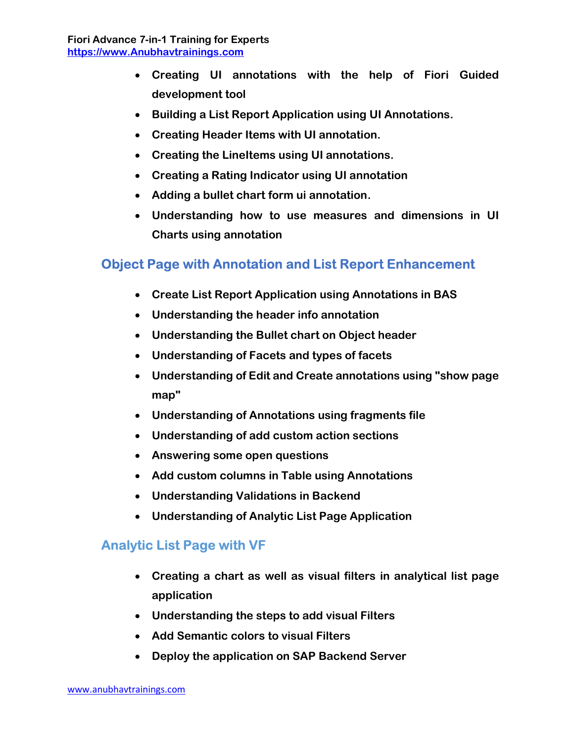- **Creating UI annotations with the help of Fiori Guided development tool**
- **Building a List Report Application using UI Annotations.**
- **Creating Header Items with UI annotation.**
- **Creating the LineItems using UI annotations.**
- **Creating a Rating Indicator using UI annotation**
- **Adding a bullet chart form ui annotation.**
- **Understanding how to use measures and dimensions in UI Charts using annotation**

## Object Page with Annotation and List Report Enhancement

- **Create List Report Application using Annotations in BAS**
- **Understanding the header info annotation**
- **Understanding the Bullet chart on Object header**
- **Understanding of Facets and types of facets**
- **Understanding of Edit and Create annotations using "show page map"**
- **Understanding of Annotations using fragments file**
- **Understanding of add custom action sections**
- **Answering some open questions**
- **Add custom columns in Table using Annotations**
- **Understanding Validations in Backend**
- **Understanding of Analytic List Page Application**

## Analytic List Page with VF

- **Creating a chart as well as visual filters in analytical list page application**
- **Understanding the steps to add visual Filters**
- **Add Semantic colors to visual Filters**
- **Deploy the application on SAP Backend Server**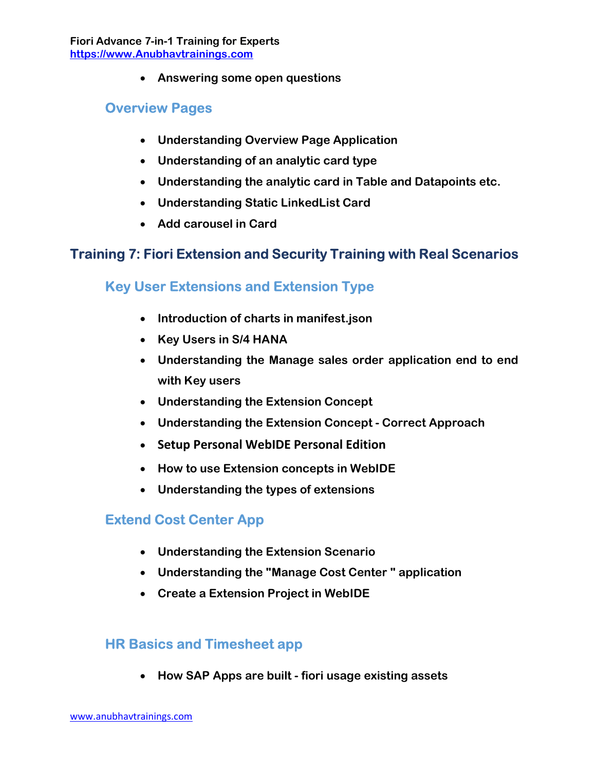- Answering some open questions

### Overview Pages

- Understanding Overview Page Application
- Understanding of an analytic card type
- Understanding the analytic card in Table and Datapoints etc.
- Understanding Static LinkedList Card
- Add carousel in Card

## Training 7: Fiori Extension and Security Training with Real Scenarios

### Key User Extensions and Extension Type

- Introduction of charts in manifest.json
- Key Users in S/4 HANA
- Understanding the Manage sales order application end to end with Key users
- Understanding the Extension Concept
- Understanding the Extension Concept - Correct Approach
- Setup Personal WebIDE Personal Edition
- How to use Extension concepts in WebIDE
- Understanding the types of extensions

### Extend Cost Center App

- Understanding the Extension Scenario
- Understanding the "Manage Cost Center " application
- Create a Extension Project in WebIDE

### HR Basics and Timesheet app

- How SAP Apps are built - fiori usage existing assets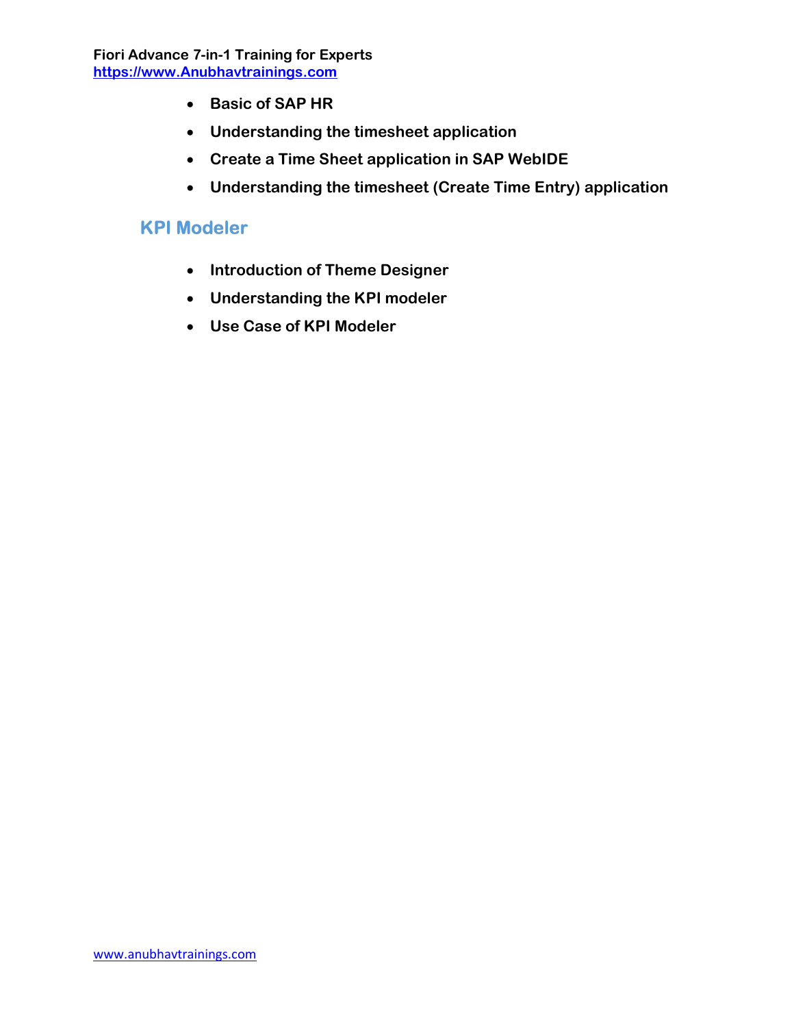- **Basic of SAP HR**
- **Understanding the timesheet application**
- **Create a Time Sheet application in SAP WebIDE**
- **Understanding the timesheet (Create Time Entry) application**

## KPI Modeler

- **Introduction of Theme Designer**
- **Understanding the KPI modeler**
- **Use Case of KPI Modeler**